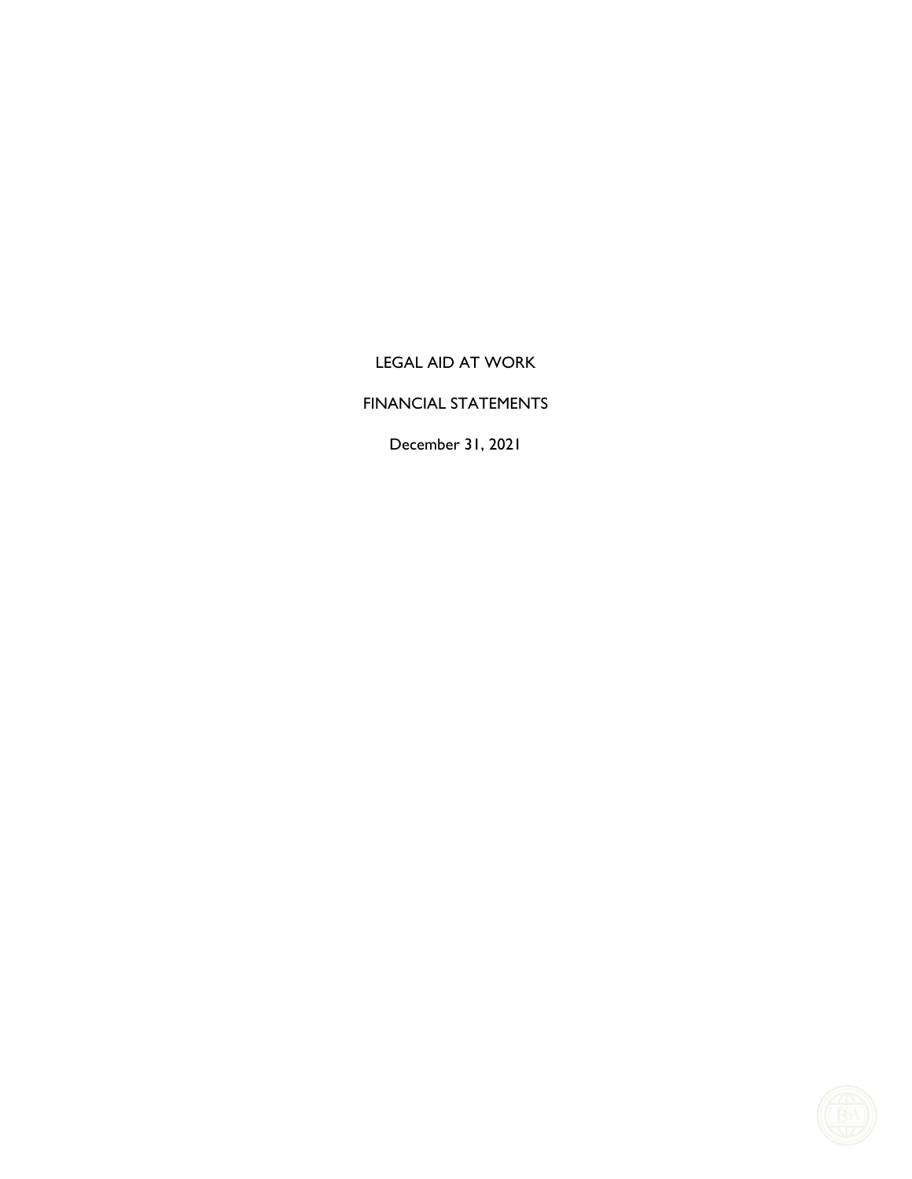# LEGAL AID AT WORK

## FINANCIAL STATEMENTS

December 31, 2021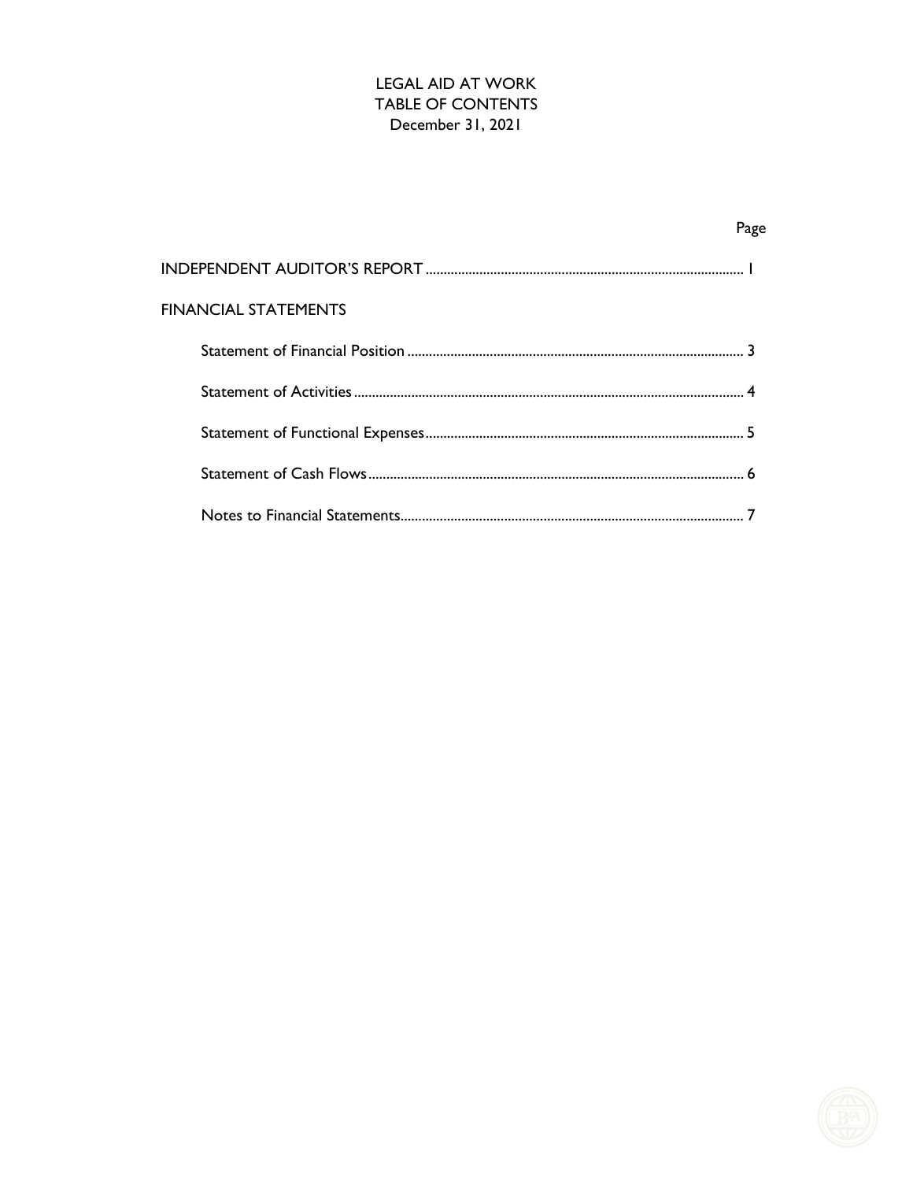# LEGAL AID AT WORK
## TABLE OF CONTENTS
December 31, 2021

| | Page |
|---|---|
| INDEPENDENT AUDITOR'S REPORT | 1 |
| FINANCIAL STATEMENTS | |
| Statement of Financial Position | 3 |
| Statement of Activities | 4 |
| Statement of Functional Expenses | 5 |
| Statement of Cash Flows | 6 |
| Notes to Financial Statements | 7 |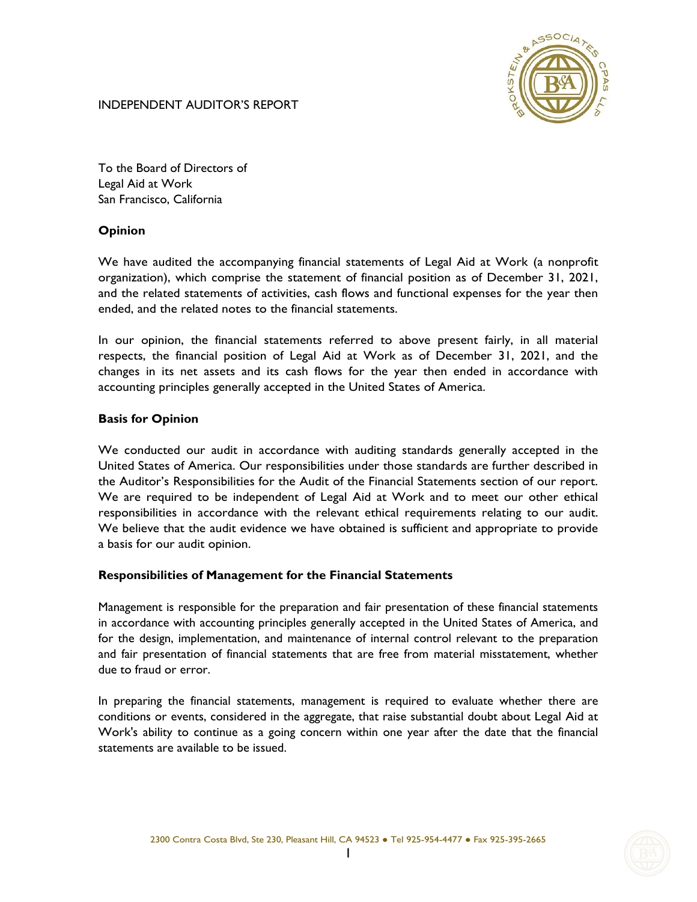INDEPENDENT AUDITOR'S REPORT

To the Board of Directors of
Legal Aid at Work
San Francisco, California

**Opinion**

We have audited the accompanying financial statements of Legal Aid at Work (a nonprofit organization), which comprise the statement of financial position as of December 31, 2021, and the related statements of activities, cash flows and functional expenses for the year then ended, and the related notes to the financial statements.

In our opinion, the financial statements referred to above present fairly, in all material respects, the financial position of Legal Aid at Work as of December 31, 2021, and the changes in its net assets and its cash flows for the year then ended in accordance with accounting principles generally accepted in the United States of America.

**Basis for Opinion**

We conducted our audit in accordance with auditing standards generally accepted in the United States of America. Our responsibilities under those standards are further described in the Auditor's Responsibilities for the Audit of the Financial Statements section of our report. We are required to be independent of Legal Aid at Work and to meet our other ethical responsibilities in accordance with the relevant ethical requirements relating to our audit. We believe that the audit evidence we have obtained is sufficient and appropriate to provide a basis for our audit opinion.

**Responsibilities of Management for the Financial Statements**

Management is responsible for the preparation and fair presentation of these financial statements in accordance with accounting principles generally accepted in the United States of America, and for the design, implementation, and maintenance of internal control relevant to the preparation and fair presentation of financial statements that are free from material misstatement, whether due to fraud or error.

In preparing the financial statements, management is required to evaluate whether there are conditions or events, considered in the aggregate, that raise substantial doubt about Legal Aid at Work's ability to continue as a going concern within one year after the date that the financial statements are available to be issued.

2300 Contra Costa Blvd, Ste 230, Pleasant Hill, CA 94523 ● Tel 925-954-4477 ● Fax 925-395-2665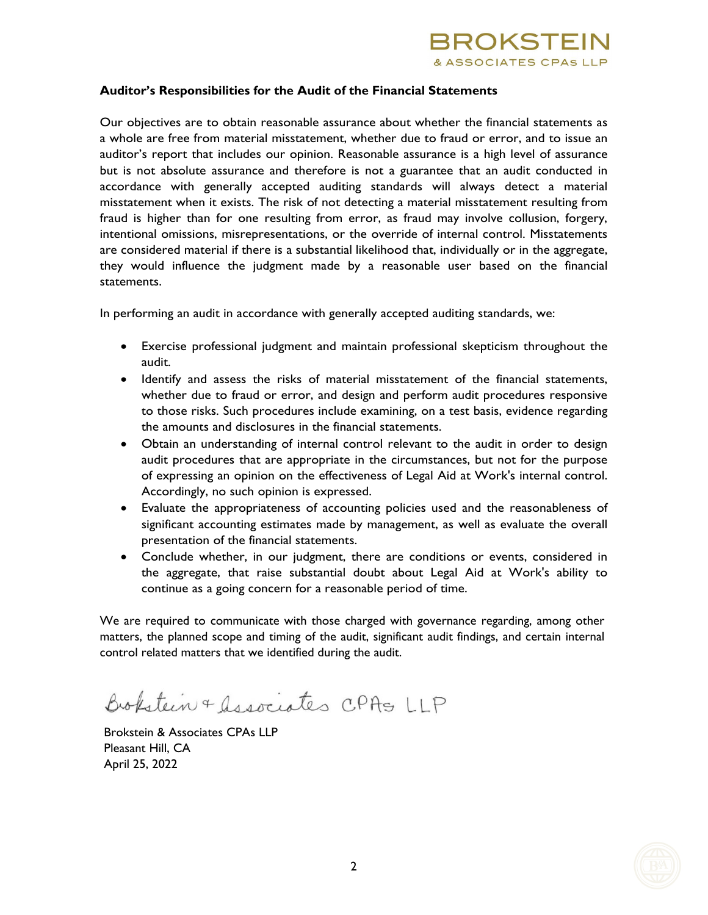### Auditor's Responsibilities for the Audit of the Financial Statements

Our objectives are to obtain reasonable assurance about whether the financial statements as a whole are free from material misstatement, whether due to fraud or error, and to issue an auditor's report that includes our opinion. Reasonable assurance is a high level of assurance but is not absolute assurance and therefore is not a guarantee that an audit conducted in accordance with generally accepted auditing standards will always detect a material misstatement when it exists. The risk of not detecting a material misstatement resulting from fraud is higher than for one resulting from error, as fraud may involve collusion, forgery, intentional omissions, misrepresentations, or the override of internal control. Misstatements are considered material if there is a substantial likelihood that, individually or in the aggregate, they would influence the judgment made by a reasonable user based on the financial statements.

In performing an audit in accordance with generally accepted auditing standards, we:

- Exercise professional judgment and maintain professional skepticism throughout the audit.
- Identify and assess the risks of material misstatement of the financial statements, whether due to fraud or error, and design and perform audit procedures responsive to those risks. Such procedures include examining, on a test basis, evidence regarding the amounts and disclosures in the financial statements.
- Obtain an understanding of internal control relevant to the audit in order to design audit procedures that are appropriate in the circumstances, but not for the purpose of expressing an opinion on the effectiveness of Legal Aid at Work's internal control. Accordingly, no such opinion is expressed.
- Evaluate the appropriateness of accounting policies used and the reasonableness of significant accounting estimates made by management, as well as evaluate the overall presentation of the financial statements.
- Conclude whether, in our judgment, there are conditions or events, considered in the aggregate, that raise substantial doubt about Legal Aid at Work's ability to continue as a going concern for a reasonable period of time.

We are required to communicate with those charged with governance regarding, among other matters, the planned scope and timing of the audit, significant audit findings, and certain internal control related matters that we identified during the audit.

Brokstein & Associates CPAs LLP

Brokstein & Associates CPAs LLP
Pleasant Hill, CA
April 25, 2022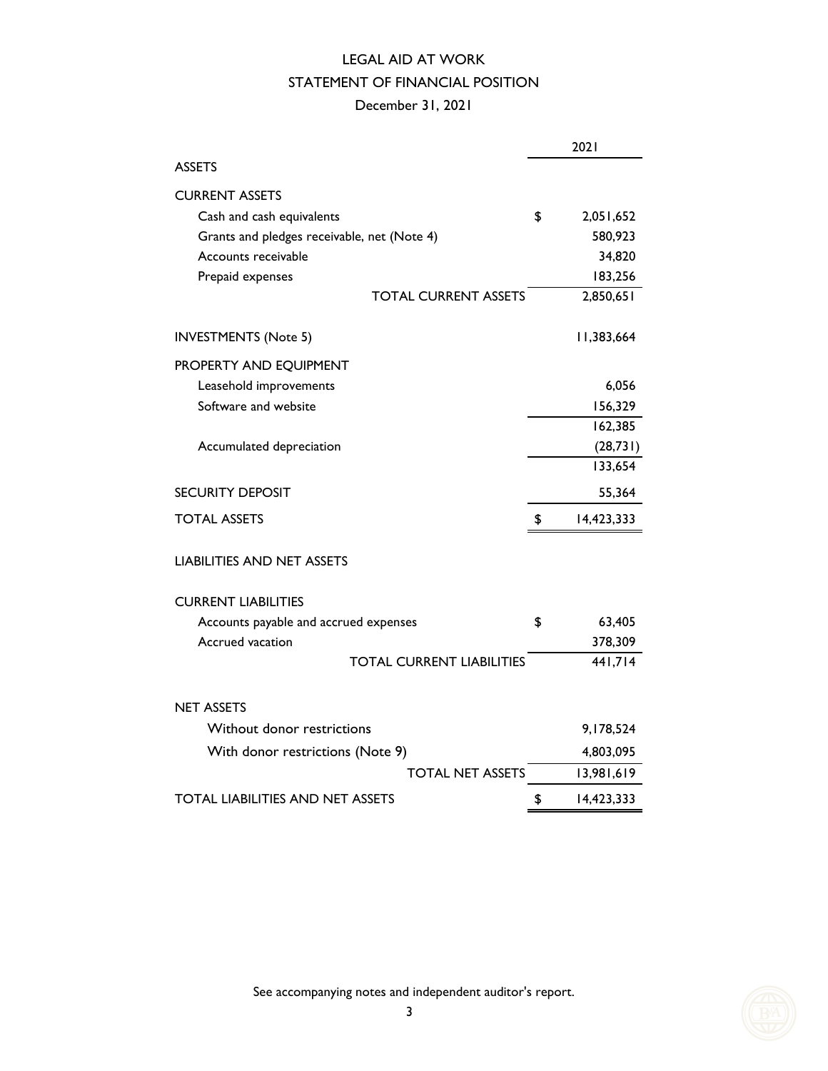# LEGAL AID AT WORK

## STATEMENT OF FINANCIAL POSITION

### December 31, 2021

| | 2021 |
|---|---|
| **ASSETS** | |
| **CURRENT ASSETS** | |
| Cash and cash equivalents | $ 2,051,652 |
| Grants and pledges receivable, net (Note 4) | 580,923 |
| Accounts receivable | 34,820 |
| Prepaid expenses | 183,256 |
| TOTAL CURRENT ASSETS | 2,850,651 |
| INVESTMENTS (Note 5) | 11,383,664 |
| **PROPERTY AND EQUIPMENT** | |
| Leasehold improvements | 6,056 |
| Software and website | 156,329 |
| | 162,385 |
| Accumulated depreciation | (28,731) |
| | 133,654 |
| SECURITY DEPOSIT | 55,364 |
| TOTAL ASSETS | $ 14,423,333 |
| **LIABILITIES AND NET ASSETS** | |
| **CURRENT LIABILITIES** | |
| Accounts payable and accrued expenses | $ 63,405 |
| Accrued vacation | 378,309 |
| TOTAL CURRENT LIABILITIES | 441,714 |
| **NET ASSETS** | |
| Without donor restrictions | 9,178,524 |
| With donor restrictions (Note 9) | 4,803,095 |
| TOTAL NET ASSETS | 13,981,619 |
| TOTAL LIABILITIES AND NET ASSETS | $ 14,423,333 |

See accompanying notes and independent auditor's report.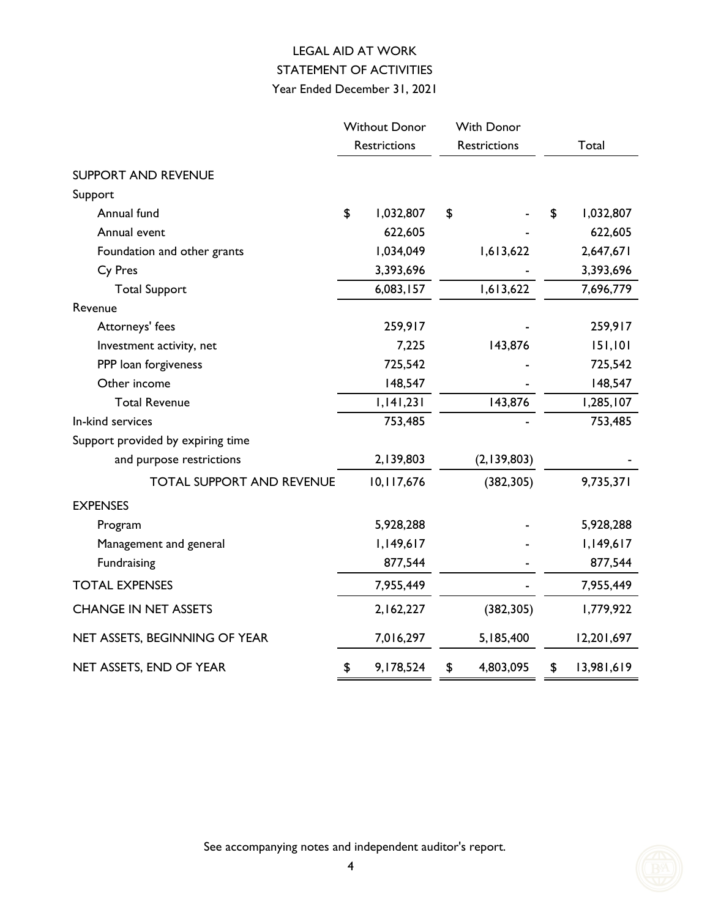# LEGAL AID AT WORK
## STATEMENT OF ACTIVITIES
### Year Ended December 31, 2021

| | Without Donor Restrictions | With Donor Restrictions | Total |
|---|---|---|---|
| **SUPPORT AND REVENUE** | | | |
| Support | | | |
| Annual fund | $ 1,032,807 | $ - | $ 1,032,807 |
| Annual event | 622,605 | - | 622,605 |
| Foundation and other grants | 1,034,049 | 1,613,622 | 2,647,671 |
| Cy Pres | 3,393,696 | - | 3,393,696 |
| Total Support | 6,083,157 | 1,613,622 | 7,696,779 |
| Revenue | | | |
| Attorneys' fees | 259,917 | - | 259,917 |
| Investment activity, net | 7,225 | 143,876 | 151,101 |
| PPP loan forgiveness | 725,542 | - | 725,542 |
| Other income | 148,547 | - | 148,547 |
| Total Revenue | 1,141,231 | 143,876 | 1,285,107 |
| In-kind services | 753,485 | - | 753,485 |
| Support provided by expiring time and purpose restrictions | 2,139,803 | (2,139,803) | - |
| TOTAL SUPPORT AND REVENUE | 10,117,676 | (382,305) | 9,735,371 |
| **EXPENSES** | | | |
| Program | 5,928,288 | - | 5,928,288 |
| Management and general | 1,149,617 | - | 1,149,617 |
| Fundraising | 877,544 | - | 877,544 |
| TOTAL EXPENSES | 7,955,449 | - | 7,955,449 |
| CHANGE IN NET ASSETS | 2,162,227 | (382,305) | 1,779,922 |
| NET ASSETS, BEGINNING OF YEAR | 7,016,297 | 5,185,400 | 12,201,697 |
| NET ASSETS, END OF YEAR | $ 9,178,524 | $ 4,803,095 | $ 13,981,619 |

See accompanying notes and independent auditor's report.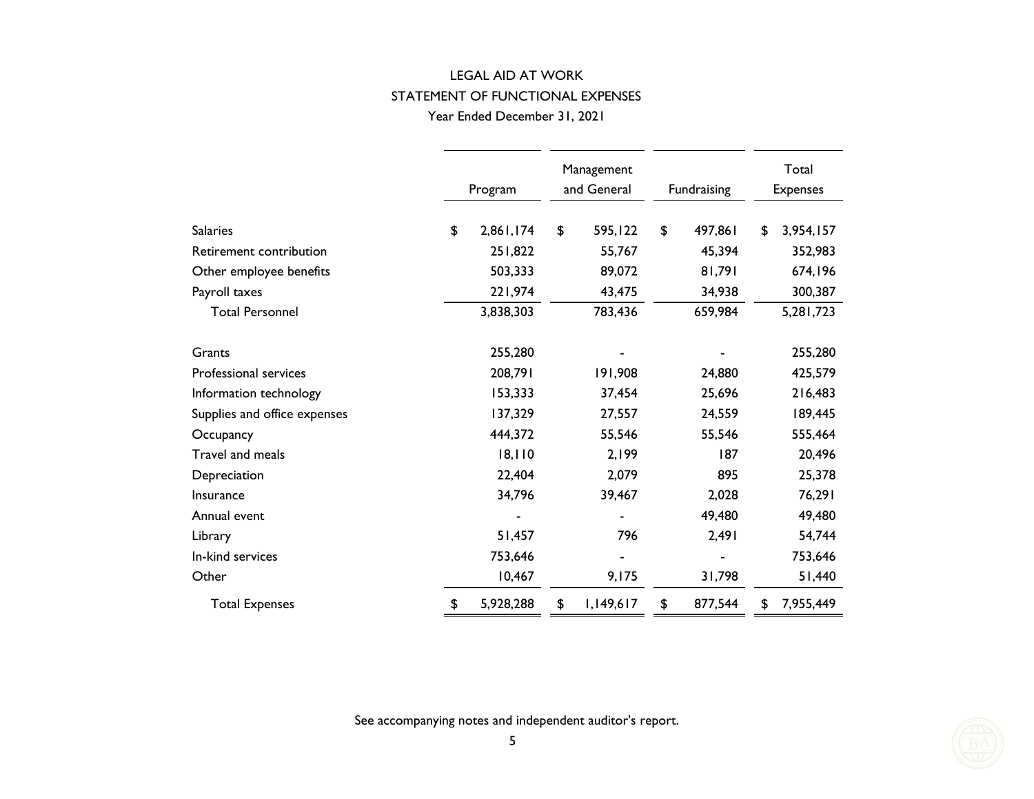# LEGAL AID AT WORK

## STATEMENT OF FUNCTIONAL EXPENSES

Year Ended December 31, 2021

| | Program | Management and General | Fundraising | Total Expenses |
|---|---|---|---|---|
| Salaries | $ 2,861,174 | $ 595,122 | $ 497,861 | $ 3,954,157 |
| Retirement contribution | 251,822 | 55,767 | 45,394 | 352,983 |
| Other employee benefits | 503,333 | 89,072 | 81,791 | 674,196 |
| Payroll taxes | 221,974 | 43,475 | 34,938 | 300,387 |
| Total Personnel | 3,838,303 | 783,436 | 659,984 | 5,281,723 |
| Grants | 255,280 | - | - | 255,280 |
| Professional services | 208,791 | 191,908 | 24,880 | 425,579 |
| Information technology | 153,333 | 37,454 | 25,696 | 216,483 |
| Supplies and office expenses | 137,329 | 27,557 | 24,559 | 189,445 |
| Occupancy | 444,372 | 55,546 | 55,546 | 555,464 |
| Travel and meals | 18,110 | 2,199 | 187 | 20,496 |
| Depreciation | 22,404 | 2,079 | 895 | 25,378 |
| Insurance | 34,796 | 39,467 | 2,028 | 76,291 |
| Annual event | - | - | 49,480 | 49,480 |
| Library | 51,457 | 796 | 2,491 | 54,744 |
| In-kind services | 753,646 | - | - | 753,646 |
| Other | 10,467 | 9,175 | 31,798 | 51,440 |
| Total Expenses | $ 5,928,288 | $ 1,149,617 | $ 877,544 | $ 7,955,449 |

See accompanying notes and independent auditor's report.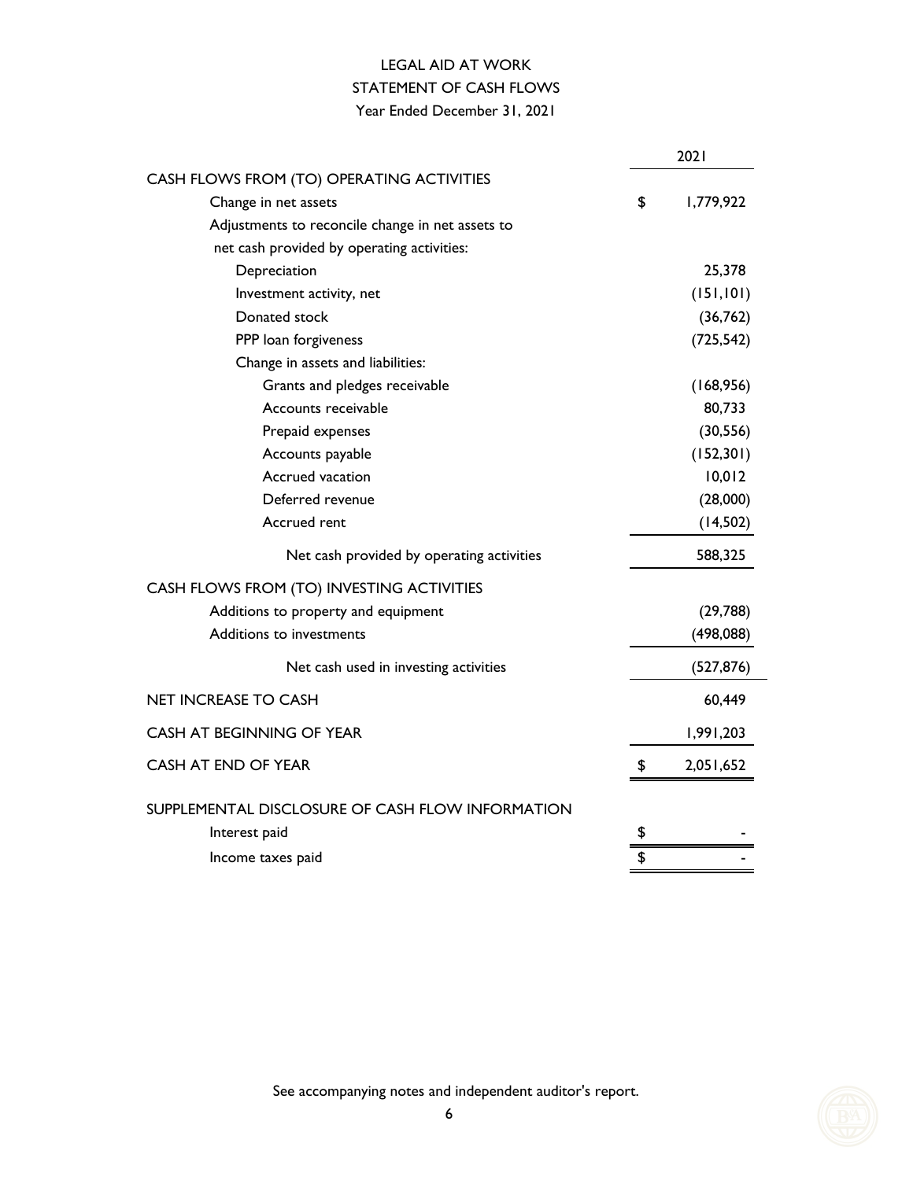# LEGAL AID AT WORK

## STATEMENT OF CASH FLOWS

Year Ended December 31, 2021

| | | 2021 |
|---|---|---|
| CASH FLOWS FROM (TO) OPERATING ACTIVITIES | | |
| Change in net assets | $ | 1,779,922 |
| Adjustments to reconcile change in net assets to net cash provided by operating activities: | | |
| Depreciation | | 25,378 |
| Investment activity, net | | (151,101) |
| Donated stock | | (36,762) |
| PPP loan forgiveness | | (725,542) |
| Change in assets and liabilities: | | |
| Grants and pledges receivable | | (168,956) |
| Accounts receivable | | 80,733 |
| Prepaid expenses | | (30,556) |
| Accounts payable | | (152,301) |
| Accrued vacation | | 10,012 |
| Deferred revenue | | (28,000) |
| Accrued rent | | (14,502) |
| Net cash provided by operating activities | | 588,325 |
| CASH FLOWS FROM (TO) INVESTING ACTIVITIES | | |
| Additions to property and equipment | | (29,788) |
| Additions to investments | | (498,088) |
| Net cash used in investing activities | | (527,876) |
| NET INCREASE TO CASH | | 60,449 |
| CASH AT BEGINNING OF YEAR | | 1,991,203 |
| CASH AT END OF YEAR | $ | 2,051,652 |
| SUPPLEMENTAL DISCLOSURE OF CASH FLOW INFORMATION | | |
| Interest paid | $ | - |
| Income taxes paid | $ | - |

See accompanying notes and independent auditor's report.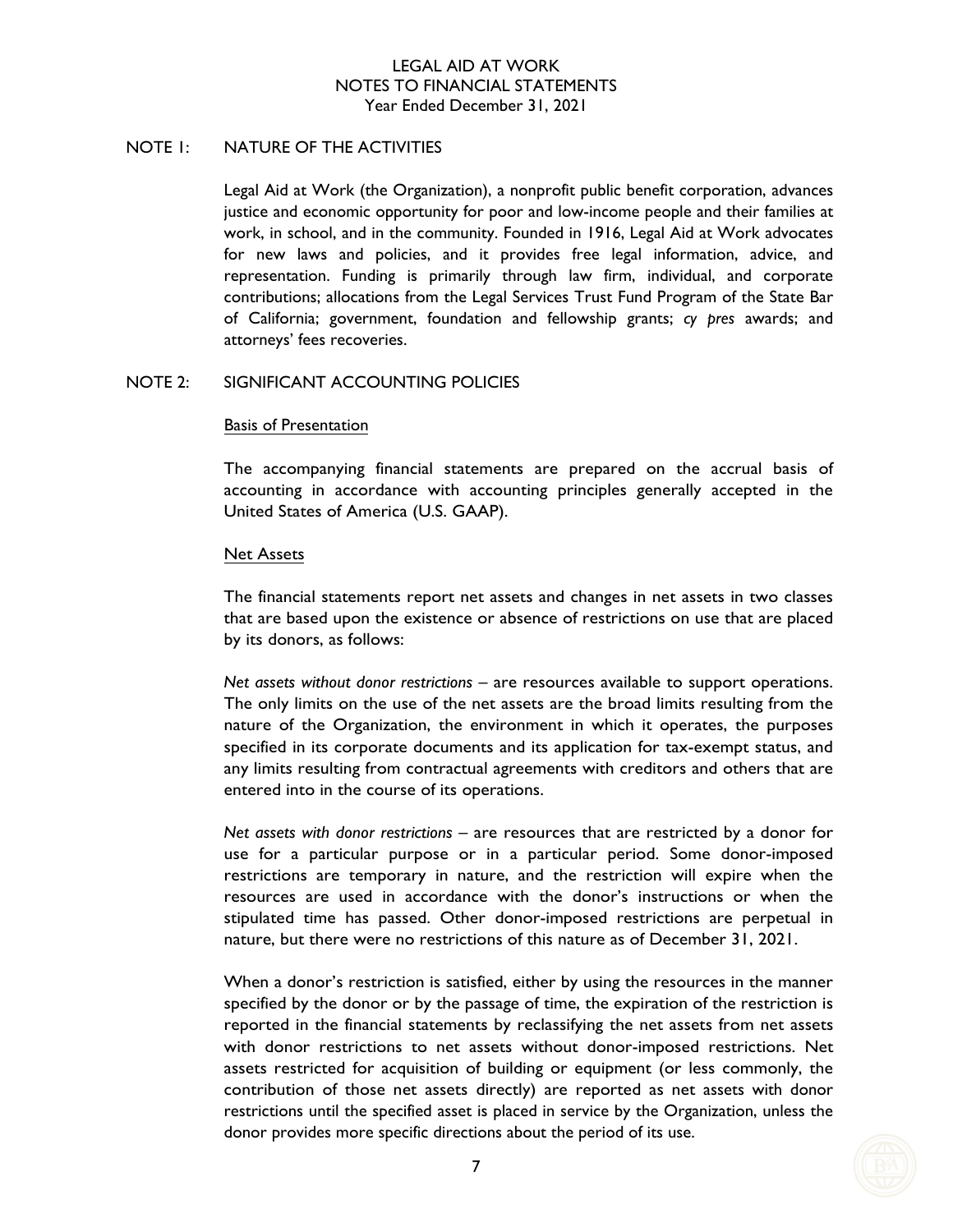# LEGAL AID AT WORK
## NOTES TO FINANCIAL STATEMENTS
### Year Ended December 31, 2021

## NOTE 1: NATURE OF THE ACTIVITIES

Legal Aid at Work (the Organization), a nonprofit public benefit corporation, advances justice and economic opportunity for poor and low-income people and their families at work, in school, and in the community. Founded in 1916, Legal Aid at Work advocates for new laws and policies, and it provides free legal information, advice, and representation. Funding is primarily through law firm, individual, and corporate contributions; allocations from the Legal Services Trust Fund Program of the State Bar of California; government, foundation and fellowship grants; *cy pres* awards; and attorneys' fees recoveries.

## NOTE 2: SIGNIFICANT ACCOUNTING POLICIES

### Basis of Presentation

The accompanying financial statements are prepared on the accrual basis of accounting in accordance with accounting principles generally accepted in the United States of America (U.S. GAAP).

### Net Assets

The financial statements report net assets and changes in net assets in two classes that are based upon the existence or absence of restrictions on use that are placed by its donors, as follows:

*Net assets without donor restrictions* – are resources available to support operations. The only limits on the use of the net assets are the broad limits resulting from the nature of the Organization, the environment in which it operates, the purposes specified in its corporate documents and its application for tax-exempt status, and any limits resulting from contractual agreements with creditors and others that are entered into in the course of its operations.

*Net assets with donor restrictions* – are resources that are restricted by a donor for use for a particular purpose or in a particular period. Some donor-imposed restrictions are temporary in nature, and the restriction will expire when the resources are used in accordance with the donor's instructions or when the stipulated time has passed. Other donor-imposed restrictions are perpetual in nature, but there were no restrictions of this nature as of December 31, 2021.

When a donor's restriction is satisfied, either by using the resources in the manner specified by the donor or by the passage of time, the expiration of the restriction is reported in the financial statements by reclassifying the net assets from net assets with donor restrictions to net assets without donor-imposed restrictions. Net assets restricted for acquisition of building or equipment (or less commonly, the contribution of those net assets directly) are reported as net assets with donor restrictions until the specified asset is placed in service by the Organization, unless the donor provides more specific directions about the period of its use.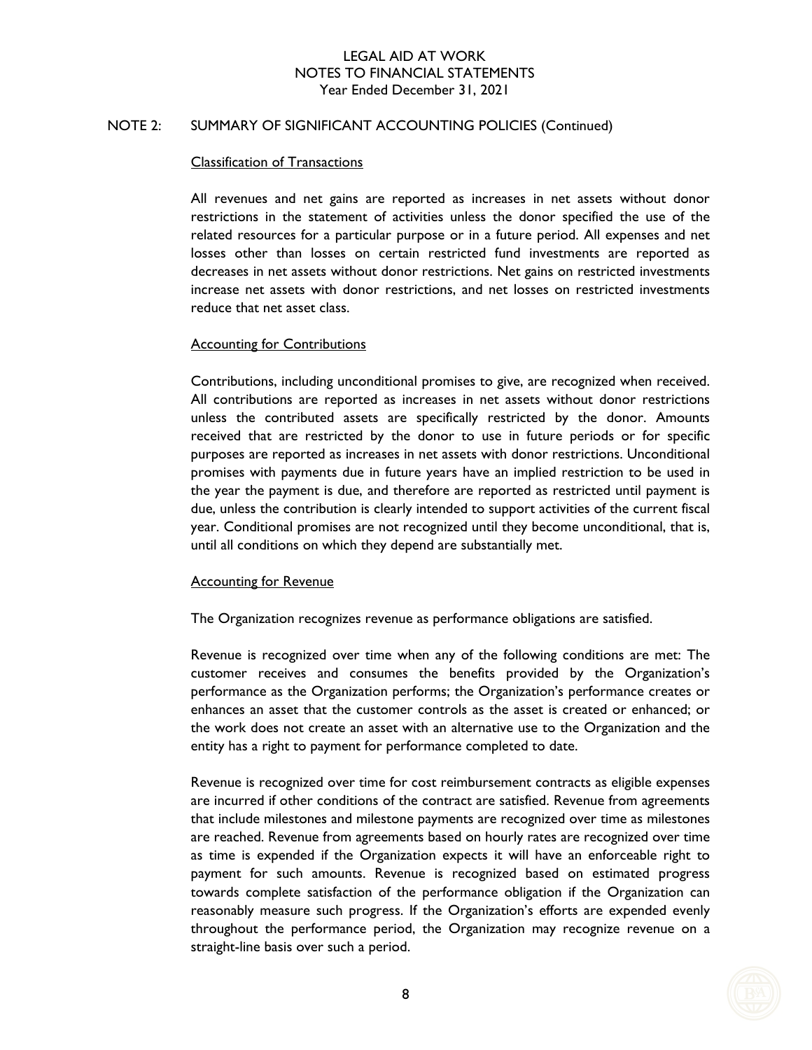## NOTE 2: SUMMARY OF SIGNIFICANT ACCOUNTING POLICIES (Continued)

### Classification of Transactions

All revenues and net gains are reported as increases in net assets without donor restrictions in the statement of activities unless the donor specified the use of the related resources for a particular purpose or in a future period. All expenses and net losses other than losses on certain restricted fund investments are reported as decreases in net assets without donor restrictions. Net gains on restricted investments increase net assets with donor restrictions, and net losses on restricted investments reduce that net asset class.

### Accounting for Contributions

Contributions, including unconditional promises to give, are recognized when received. All contributions are reported as increases in net assets without donor restrictions unless the contributed assets are specifically restricted by the donor. Amounts received that are restricted by the donor to use in future periods or for specific purposes are reported as increases in net assets with donor restrictions. Unconditional promises with payments due in future years have an implied restriction to be used in the year the payment is due, and therefore are reported as restricted until payment is due, unless the contribution is clearly intended to support activities of the current fiscal year. Conditional promises are not recognized until they become unconditional, that is, until all conditions on which they depend are substantially met.

### Accounting for Revenue

The Organization recognizes revenue as performance obligations are satisfied.

Revenue is recognized over time when any of the following conditions are met: The customer receives and consumes the benefits provided by the Organization's performance as the Organization performs; the Organization's performance creates or enhances an asset that the customer controls as the asset is created or enhanced; or the work does not create an asset with an alternative use to the Organization and the entity has a right to payment for performance completed to date.

Revenue is recognized over time for cost reimbursement contracts as eligible expenses are incurred if other conditions of the contract are satisfied. Revenue from agreements that include milestones and milestone payments are recognized over time as milestones are reached. Revenue from agreements based on hourly rates are recognized over time as time is expended if the Organization expects it will have an enforceable right to payment for such amounts. Revenue is recognized based on estimated progress towards complete satisfaction of the performance obligation if the Organization can reasonably measure such progress. If the Organization's efforts are expended evenly throughout the performance period, the Organization may recognize revenue on a straight-line basis over such a period.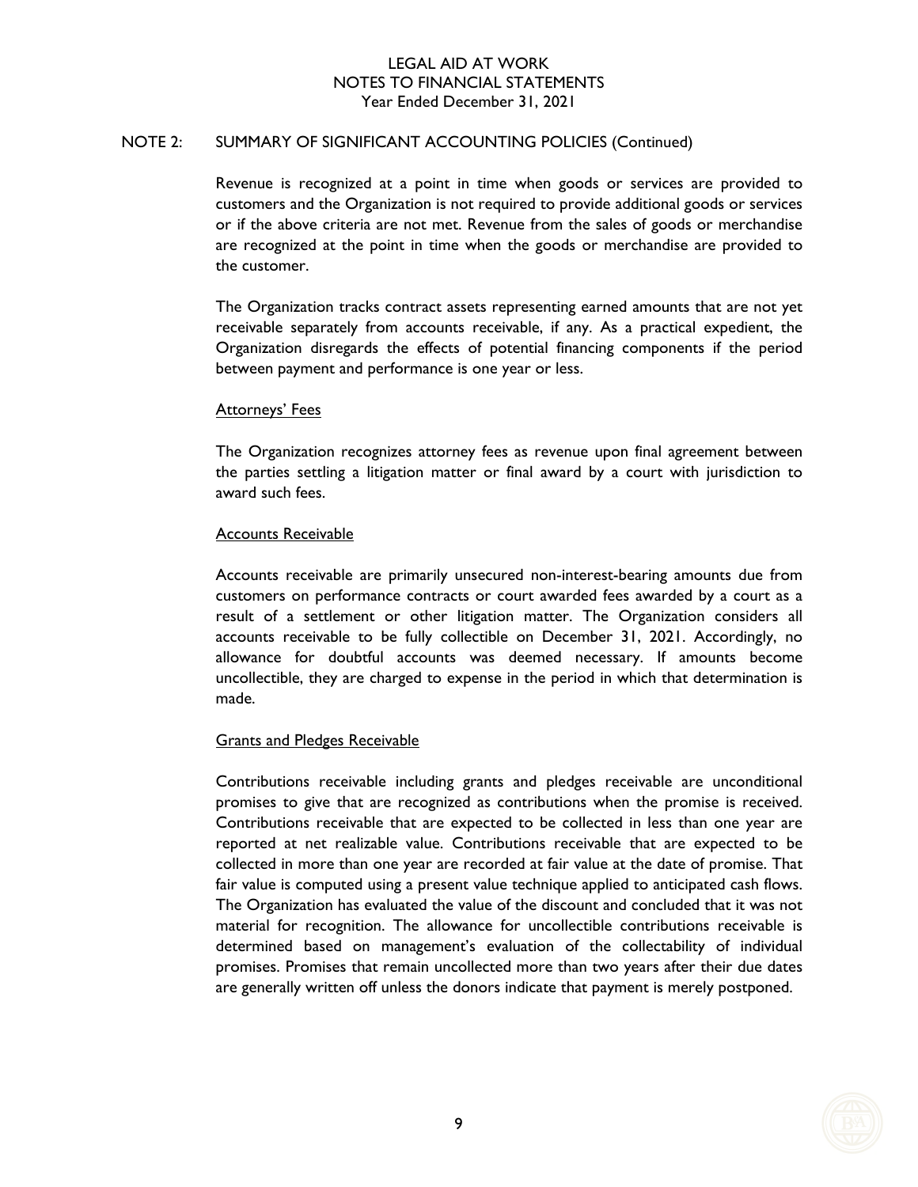## NOTE 2: SUMMARY OF SIGNIFICANT ACCOUNTING POLICIES (Continued)

Revenue is recognized at a point in time when goods or services are provided to customers and the Organization is not required to provide additional goods or services or if the above criteria are not met. Revenue from the sales of goods or merchandise are recognized at the point in time when the goods or merchandise are provided to the customer.

The Organization tracks contract assets representing earned amounts that are not yet receivable separately from accounts receivable, if any. As a practical expedient, the Organization disregards the effects of potential financing components if the period between payment and performance is one year or less.

### Attorneys' Fees

The Organization recognizes attorney fees as revenue upon final agreement between the parties settling a litigation matter or final award by a court with jurisdiction to award such fees.

### Accounts Receivable

Accounts receivable are primarily unsecured non-interest-bearing amounts due from customers on performance contracts or court awarded fees awarded by a court as a result of a settlement or other litigation matter. The Organization considers all accounts receivable to be fully collectible on December 31, 2021. Accordingly, no allowance for doubtful accounts was deemed necessary. If amounts become uncollectible, they are charged to expense in the period in which that determination is made.

### Grants and Pledges Receivable

Contributions receivable including grants and pledges receivable are unconditional promises to give that are recognized as contributions when the promise is received. Contributions receivable that are expected to be collected in less than one year are reported at net realizable value. Contributions receivable that are expected to be collected in more than one year are recorded at fair value at the date of promise. That fair value is computed using a present value technique applied to anticipated cash flows. The Organization has evaluated the value of the discount and concluded that it was not material for recognition. The allowance for uncollectible contributions receivable is determined based on management's evaluation of the collectability of individual promises. Promises that remain uncollected more than two years after their due dates are generally written off unless the donors indicate that payment is merely postponed.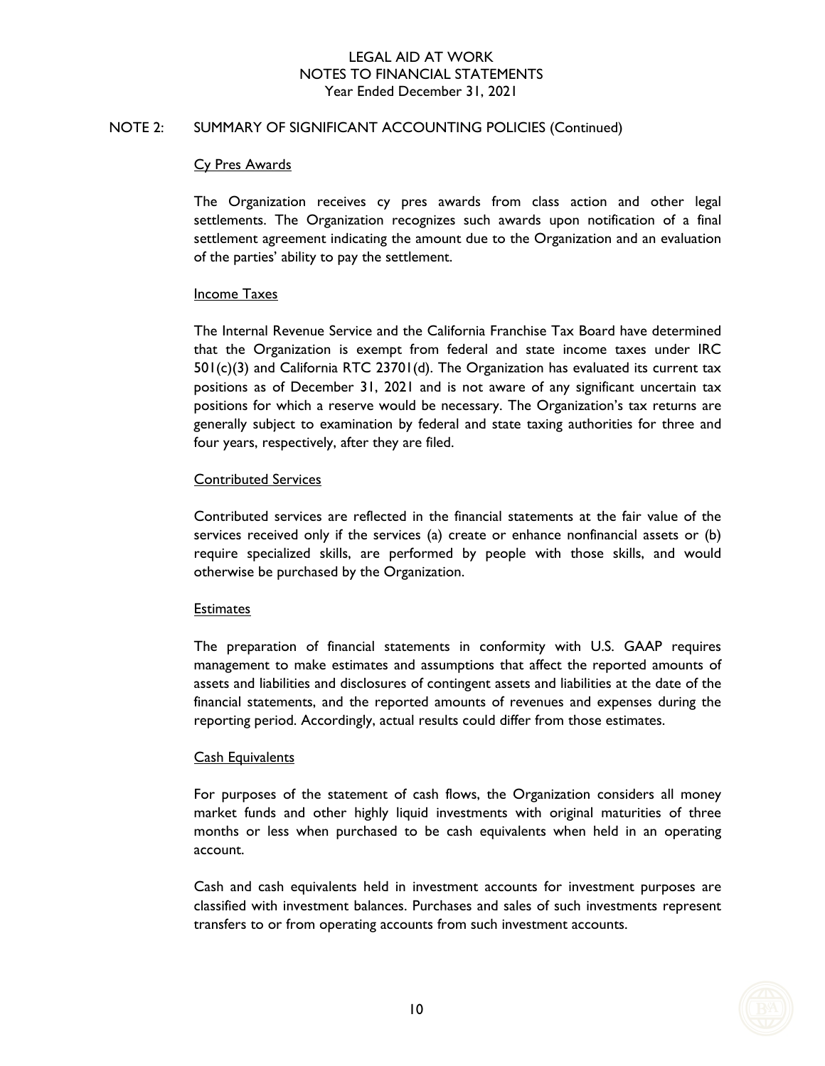## NOTE 2: SUMMARY OF SIGNIFICANT ACCOUNTING POLICIES (Continued)

### Cy Pres Awards

The Organization receives cy pres awards from class action and other legal settlements. The Organization recognizes such awards upon notification of a final settlement agreement indicating the amount due to the Organization and an evaluation of the parties' ability to pay the settlement.

### Income Taxes

The Internal Revenue Service and the California Franchise Tax Board have determined that the Organization is exempt from federal and state income taxes under IRC 501(c)(3) and California RTC 23701(d). The Organization has evaluated its current tax positions as of December 31, 2021 and is not aware of any significant uncertain tax positions for which a reserve would be necessary. The Organization's tax returns are generally subject to examination by federal and state taxing authorities for three and four years, respectively, after they are filed.

### Contributed Services

Contributed services are reflected in the financial statements at the fair value of the services received only if the services (a) create or enhance nonfinancial assets or (b) require specialized skills, are performed by people with those skills, and would otherwise be purchased by the Organization.

### Estimates

The preparation of financial statements in conformity with U.S. GAAP requires management to make estimates and assumptions that affect the reported amounts of assets and liabilities and disclosures of contingent assets and liabilities at the date of the financial statements, and the reported amounts of revenues and expenses during the reporting period. Accordingly, actual results could differ from those estimates.

### Cash Equivalents

For purposes of the statement of cash flows, the Organization considers all money market funds and other highly liquid investments with original maturities of three months or less when purchased to be cash equivalents when held in an operating account.

Cash and cash equivalents held in investment accounts for investment purposes are classified with investment balances. Purchases and sales of such investments represent transfers to or from operating accounts from such investment accounts.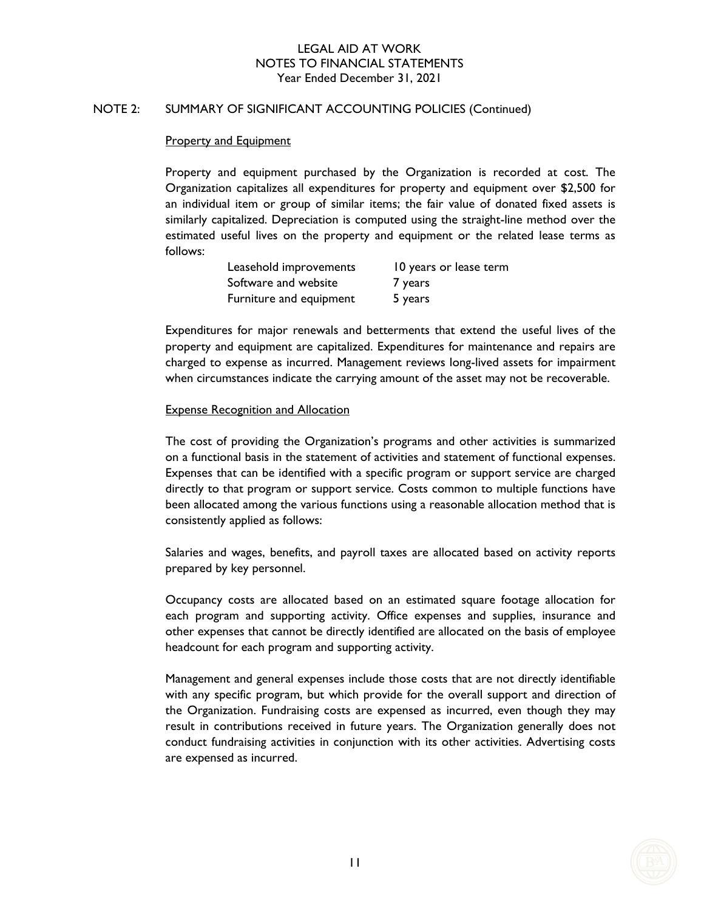## NOTE 2: SUMMARY OF SIGNIFICANT ACCOUNTING POLICIES (Continued)

### Property and Equipment

Property and equipment purchased by the Organization is recorded at cost. The Organization capitalizes all expenditures for property and equipment over $2,500 for an individual item or group of similar items; the fair value of donated fixed assets is similarly capitalized. Depreciation is computed using the straight-line method over the estimated useful lives on the property and equipment or the related lease terms as follows:

| | |
|---|---|
| Leasehold improvements | 10 years or lease term |
| Software and website | 7 years |
| Furniture and equipment | 5 years |

Expenditures for major renewals and betterments that extend the useful lives of the property and equipment are capitalized. Expenditures for maintenance and repairs are charged to expense as incurred. Management reviews long-lived assets for impairment when circumstances indicate the carrying amount of the asset may not be recoverable.

### Expense Recognition and Allocation

The cost of providing the Organization's programs and other activities is summarized on a functional basis in the statement of activities and statement of functional expenses. Expenses that can be identified with a specific program or support service are charged directly to that program or support service. Costs common to multiple functions have been allocated among the various functions using a reasonable allocation method that is consistently applied as follows:

Salaries and wages, benefits, and payroll taxes are allocated based on activity reports prepared by key personnel.

Occupancy costs are allocated based on an estimated square footage allocation for each program and supporting activity. Office expenses and supplies, insurance and other expenses that cannot be directly identified are allocated on the basis of employee headcount for each program and supporting activity.

Management and general expenses include those costs that are not directly identifiable with any specific program, but which provide for the overall support and direction of the Organization. Fundraising costs are expensed as incurred, even though they may result in contributions received in future years. The Organization generally does not conduct fundraising activities in conjunction with its other activities. Advertising costs are expensed as incurred.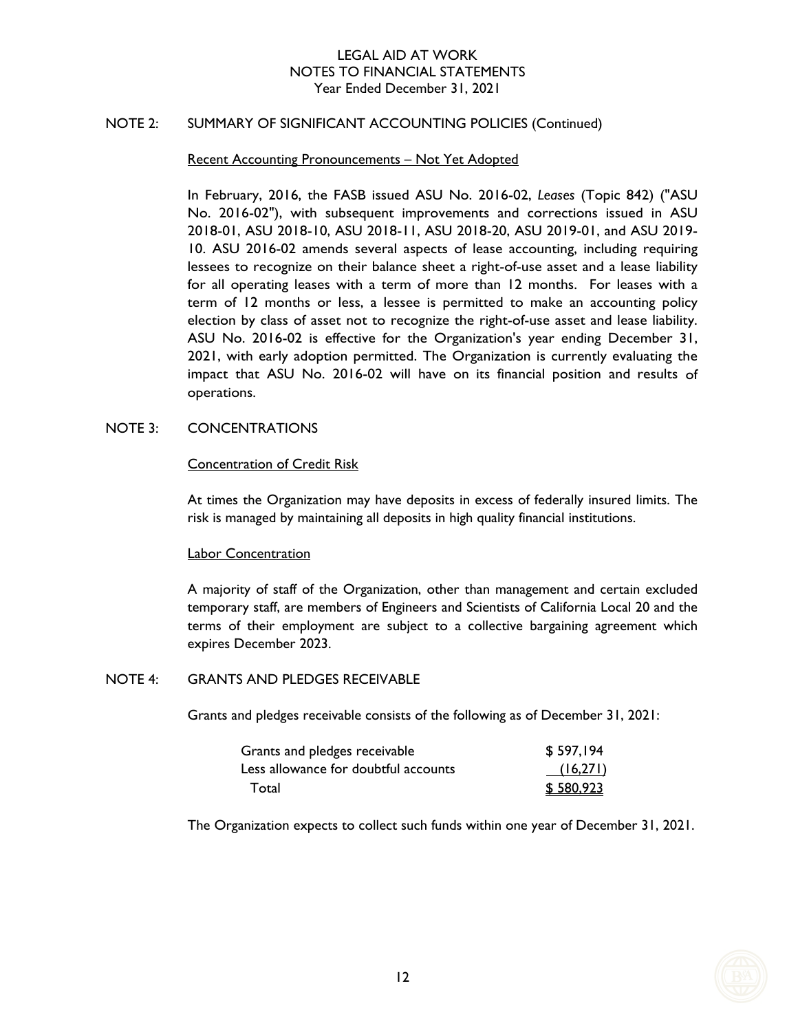# LEGAL AID AT WORK
# NOTES TO FINANCIAL STATEMENTS
Year Ended December 31, 2021

## NOTE 2: SUMMARY OF SIGNIFICANT ACCOUNTING POLICIES (Continued)

### Recent Accounting Pronouncements – Not Yet Adopted

In February, 2016, the FASB issued ASU No. 2016-02, *Leases* (Topic 842) ("ASU No. 2016-02"), with subsequent improvements and corrections issued in ASU 2018-01, ASU 2018-10, ASU 2018-11, ASU 2018-20, ASU 2019-01, and ASU 2019-10. ASU 2016-02 amends several aspects of lease accounting, including requiring lessees to recognize on their balance sheet a right-of-use asset and a lease liability for all operating leases with a term of more than 12 months. For leases with a term of 12 months or less, a lessee is permitted to make an accounting policy election by class of asset not to recognize the right-of-use asset and lease liability. ASU No. 2016-02 is effective for the Organization's year ending December 31, 2021, with early adoption permitted. The Organization is currently evaluating the impact that ASU No. 2016-02 will have on its financial position and results of operations.

## NOTE 3: CONCENTRATIONS

### Concentration of Credit Risk

At times the Organization may have deposits in excess of federally insured limits. The risk is managed by maintaining all deposits in high quality financial institutions.

### Labor Concentration

A majority of staff of the Organization, other than management and certain excluded temporary staff, are members of Engineers and Scientists of California Local 20 and the terms of their employment are subject to a collective bargaining agreement which expires December 2023.

## NOTE 4: GRANTS AND PLEDGES RECEIVABLE

Grants and pledges receivable consists of the following as of December 31, 2021:

| | |
|---|---|
| Grants and pledges receivable | $ 597,194 |
| Less allowance for doubtful accounts | (16,271) |
| Total | $ 580,923 |

The Organization expects to collect such funds within one year of December 31, 2021.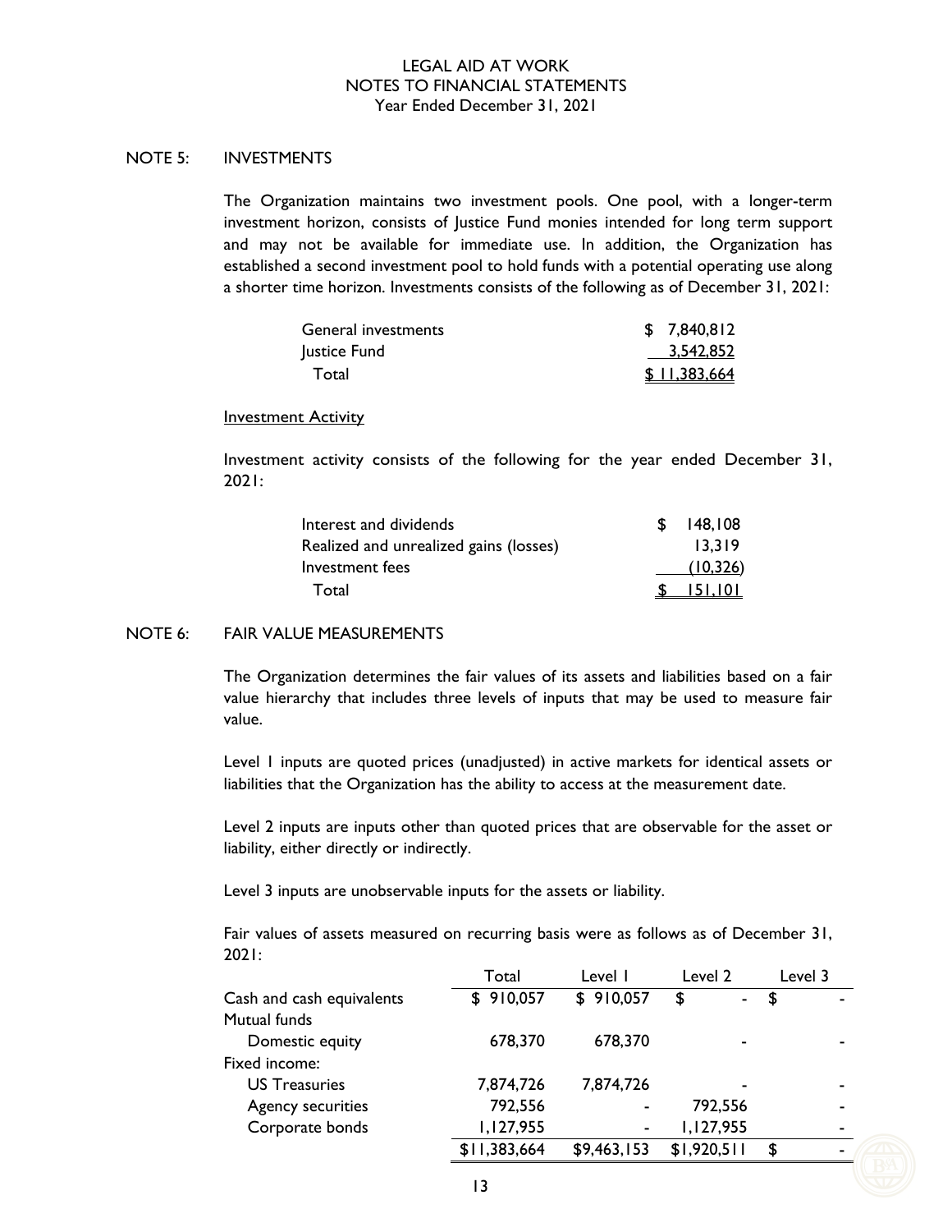LEGAL AID AT WORK
NOTES TO FINANCIAL STATEMENTS
Year Ended December 31, 2021

## NOTE 5: INVESTMENTS

The Organization maintains two investment pools. One pool, with a longer-term investment horizon, consists of Justice Fund monies intended for long term support and may not be available for immediate use. In addition, the Organization has established a second investment pool to hold funds with a potential operating use along a shorter time horizon. Investments consists of the following as of December 31, 2021:

| | |
|---|---|
| General investments | $ 7,840,812 |
| Justice Fund | 3,542,852 |
| Total | $ 11,383,664 |

Investment Activity

Investment activity consists of the following for the year ended December 31, 2021:

| | |
|---|---|
| Interest and dividends | $ 148,108 |
| Realized and unrealized gains (losses) | 13,319 |
| Investment fees | (10,326) |
| Total | $ 151,101 |

## NOTE 6: FAIR VALUE MEASUREMENTS

The Organization determines the fair values of its assets and liabilities based on a fair value hierarchy that includes three levels of inputs that may be used to measure fair value.

Level 1 inputs are quoted prices (unadjusted) in active markets for identical assets or liabilities that the Organization has the ability to access at the measurement date.

Level 2 inputs are inputs other than quoted prices that are observable for the asset or liability, either directly or indirectly.

Level 3 inputs are unobservable inputs for the assets or liability.

Fair values of assets measured on recurring basis were as follows as of December 31, 2021:

| | Total | Level 1 | Level 2 | Level 3 |
|---|---|---|---|---|
| Cash and cash equivalents | $ 910,057 | $ 910,057 | $ - | $ - |
| Mutual funds | | | | |
| Domestic equity | 678,370 | 678,370 | - | - |
| Fixed income: | | | | |
| US Treasuries | 7,874,726 | 7,874,726 | - | - |
| Agency securities | 792,556 | - | 792,556 | - |
| Corporate bonds | 1,127,955 | - | 1,127,955 | - |
| | $11,383,664 | $9,463,153 | $1,920,511 | $ - |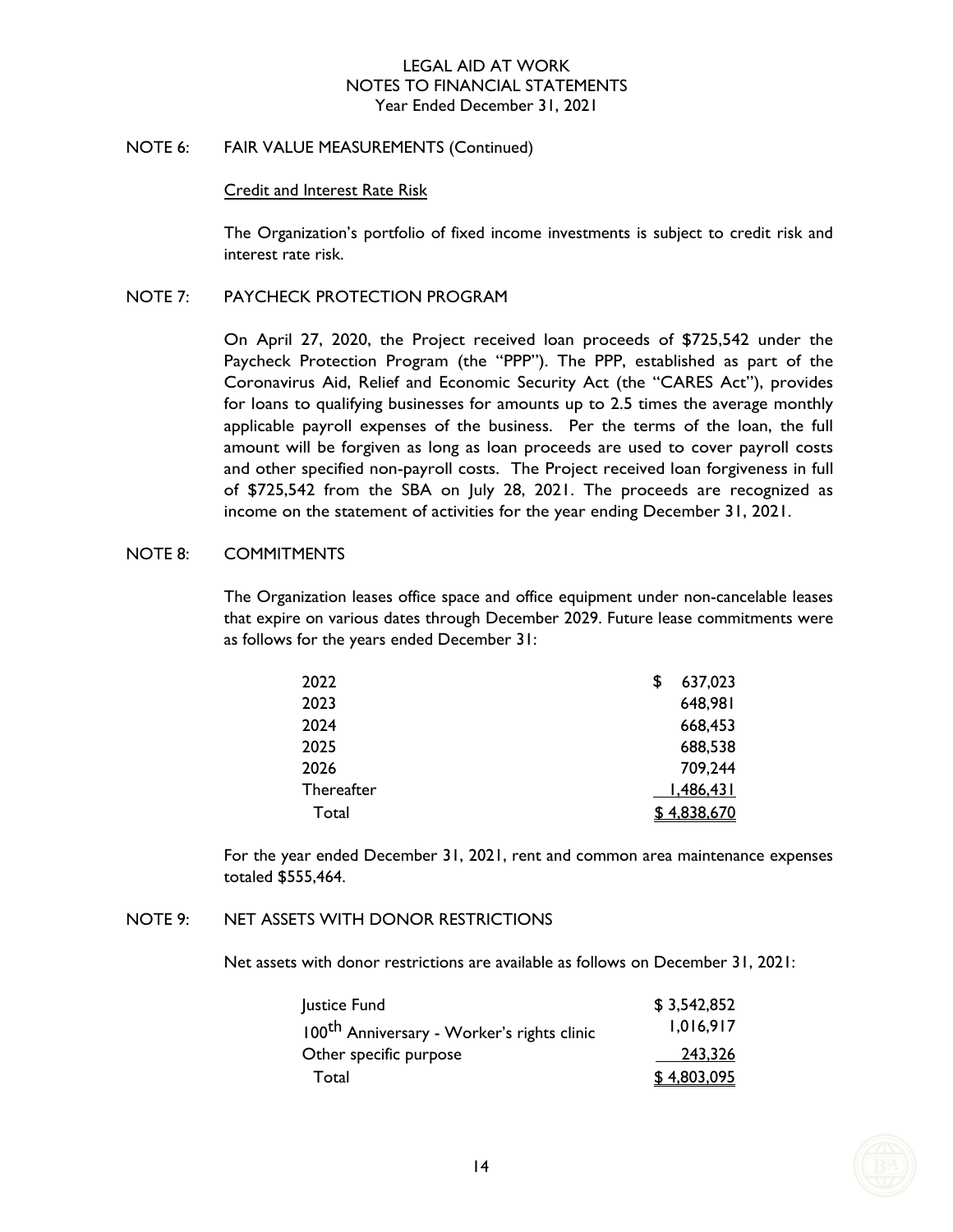## NOTE 6: FAIR VALUE MEASUREMENTS (Continued)

### Credit and Interest Rate Risk

The Organization's portfolio of fixed income investments is subject to credit risk and interest rate risk.

## NOTE 7: PAYCHECK PROTECTION PROGRAM

On April 27, 2020, the Project received loan proceeds of $725,542 under the Paycheck Protection Program (the "PPP"). The PPP, established as part of the Coronavirus Aid, Relief and Economic Security Act (the "CARES Act"), provides for loans to qualifying businesses for amounts up to 2.5 times the average monthly applicable payroll expenses of the business. Per the terms of the loan, the full amount will be forgiven as long as loan proceeds are used to cover payroll costs and other specified non-payroll costs. The Project received loan forgiveness in full of $725,542 from the SBA on July 28, 2021. The proceeds are recognized as income on the statement of activities for the year ending December 31, 2021.

## NOTE 8: COMMITMENTS

The Organization leases office space and office equipment under non-cancelable leases that expire on various dates through December 2029. Future lease commitments were as follows for the years ended December 31:

| | |
|---|---|
| 2022 | $ 637,023 |
| 2023 | 648,981 |
| 2024 | 668,453 |
| 2025 | 688,538 |
| 2026 | 709,244 |
| Thereafter | 1,486,431 |
| Total | $ 4,838,670 |

For the year ended December 31, 2021, rent and common area maintenance expenses totaled $555,464.

## NOTE 9: NET ASSETS WITH DONOR RESTRICTIONS

Net assets with donor restrictions are available as follows on December 31, 2021:

| | |
|---|---|
| Justice Fund | $ 3,542,852 |
| 100th Anniversary - Worker's rights clinic | 1,016,917 |
| Other specific purpose | 243,326 |
| Total | $ 4,803,095 |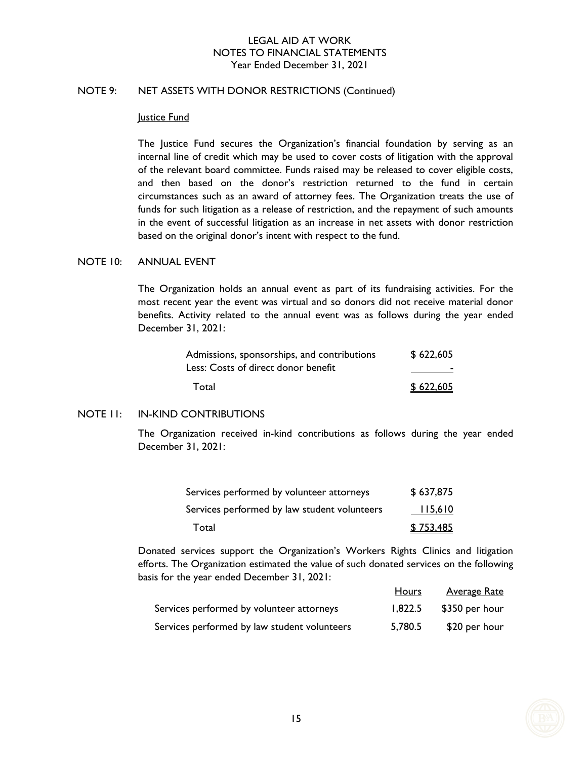LEGAL AID AT WORK
NOTES TO FINANCIAL STATEMENTS
Year Ended December 31, 2021

## NOTE 9: NET ASSETS WITH DONOR RESTRICTIONS (Continued)

### Justice Fund

The Justice Fund secures the Organization's financial foundation by serving as an internal line of credit which may be used to cover costs of litigation with the approval of the relevant board committee. Funds raised may be released to cover eligible costs, and then based on the donor's restriction returned to the fund in certain circumstances such as an award of attorney fees. The Organization treats the use of funds for such litigation as a release of restriction, and the repayment of such amounts in the event of successful litigation as an increase in net assets with donor restriction based on the original donor's intent with respect to the fund.

## NOTE 10: ANNUAL EVENT

The Organization holds an annual event as part of its fundraising activities. For the most recent year the event was virtual and so donors did not receive material donor benefits. Activity related to the annual event was as follows during the year ended December 31, 2021:

| | |
|---|---|
| Admissions, sponsorships, and contributions | $ 622,605 |
| Less: Costs of direct donor benefit | - |
| Total | $ 622,605 |

## NOTE 11: IN-KIND CONTRIBUTIONS

The Organization received in-kind contributions as follows during the year ended December 31, 2021:

| | |
|---|---|
| Services performed by volunteer attorneys | $ 637,875 |
| Services performed by law student volunteers | 115,610 |
| Total | $ 753,485 |

Donated services support the Organization's Workers Rights Clinics and litigation efforts. The Organization estimated the value of such donated services on the following basis for the year ended December 31, 2021:

| | Hours | Average Rate |
|---|---|---|
| Services performed by volunteer attorneys | 1,822.5 | $350 per hour |
| Services performed by law student volunteers | 5,780.5 | $20 per hour |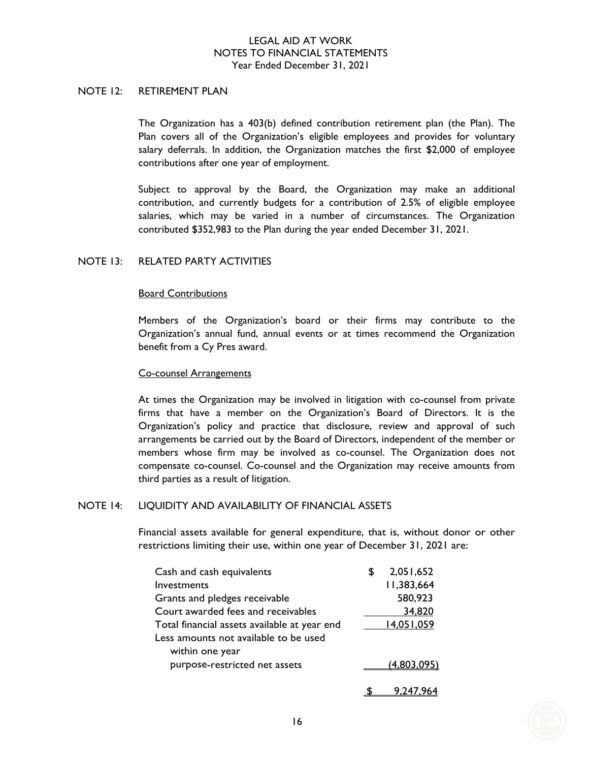LEGAL AID AT WORK
NOTES TO FINANCIAL STATEMENTS
Year Ended December 31, 2021

## NOTE 12: RETIREMENT PLAN

The Organization has a 403(b) defined contribution retirement plan (the Plan). The Plan covers all of the Organization's eligible employees and provides for voluntary salary deferrals. In addition, the Organization matches the first $2,000 of employee contributions after one year of employment.

Subject to approval by the Board, the Organization may make an additional contribution, and currently budgets for a contribution of 2.5% of eligible employee salaries, which may be varied in a number of circumstances. The Organization contributed $352,983 to the Plan during the year ended December 31, 2021.

## NOTE 13: RELATED PARTY ACTIVITIES

### Board Contributions

Members of the Organization's board or their firms may contribute to the Organization's annual fund, annual events or at times recommend the Organization benefit from a Cy Pres award.

### Co-counsel Arrangements

At times the Organization may be involved in litigation with co-counsel from private firms that have a member on the Organization's Board of Directors. It is the Organization's policy and practice that disclosure, review and approval of such arrangements be carried out by the Board of Directors, independent of the member or members whose firm may be involved as co-counsel. The Organization does not compensate co-counsel. Co-counsel and the Organization may receive amounts from third parties as a result of litigation.

## NOTE 14: LIQUIDITY AND AVAILABILITY OF FINANCIAL ASSETS

Financial assets available for general expenditure, that is, without donor or other restrictions limiting their use, within one year of December 31, 2021 are:

| | |
|---|---|
| Cash and cash equivalents | $ 2,051,652 |
| Investments | 11,383,664 |
| Grants and pledges receivable | 580,923 |
| Court awarded fees and receivables | 34,820 |
| Total financial assets available at year end | 14,051,059 |
| Less amounts not available to be used within one year purpose-restricted net assets | (4,803,095) |
| | $ 9,247,964 |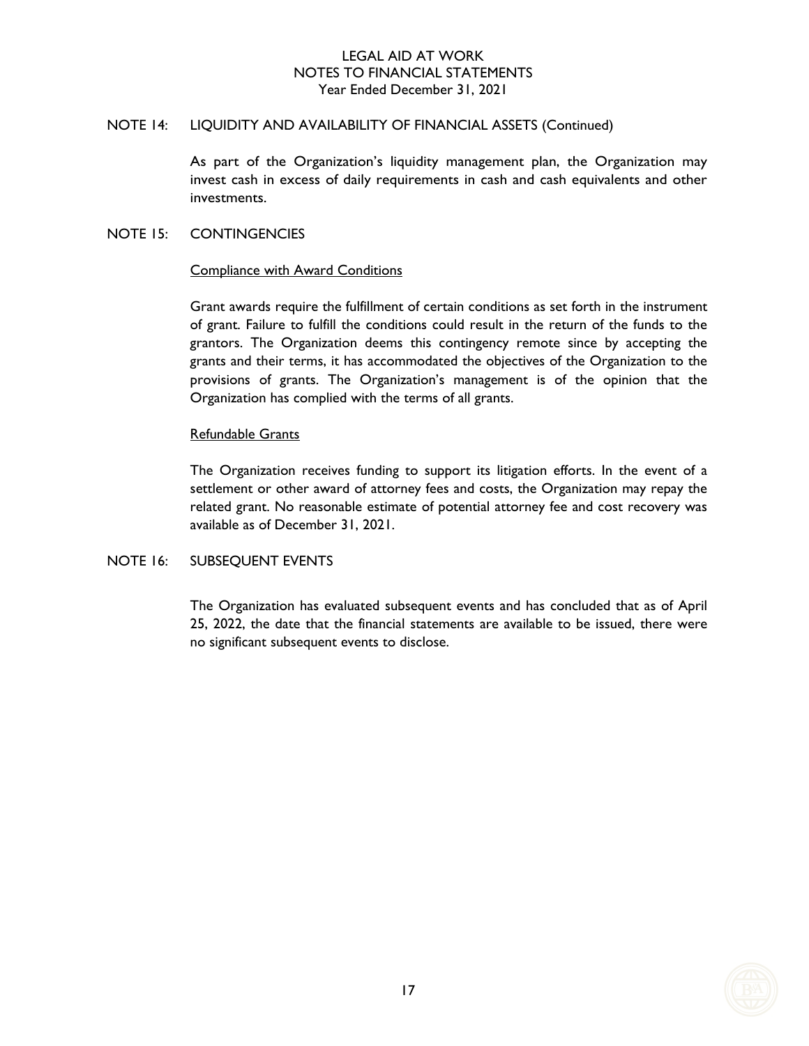## NOTE 14: LIQUIDITY AND AVAILABILITY OF FINANCIAL ASSETS (Continued)

As part of the Organization's liquidity management plan, the Organization may invest cash in excess of daily requirements in cash and cash equivalents and other investments.

## NOTE 15: CONTINGENCIES

### Compliance with Award Conditions

Grant awards require the fulfillment of certain conditions as set forth in the instrument of grant. Failure to fulfill the conditions could result in the return of the funds to the grantors. The Organization deems this contingency remote since by accepting the grants and their terms, it has accommodated the objectives of the Organization to the provisions of grants. The Organization's management is of the opinion that the Organization has complied with the terms of all grants.

### Refundable Grants

The Organization receives funding to support its litigation efforts. In the event of a settlement or other award of attorney fees and costs, the Organization may repay the related grant. No reasonable estimate of potential attorney fee and cost recovery was available as of December 31, 2021.

## NOTE 16: SUBSEQUENT EVENTS

The Organization has evaluated subsequent events and has concluded that as of April 25, 2022, the date that the financial statements are available to be issued, there were no significant subsequent events to disclose.